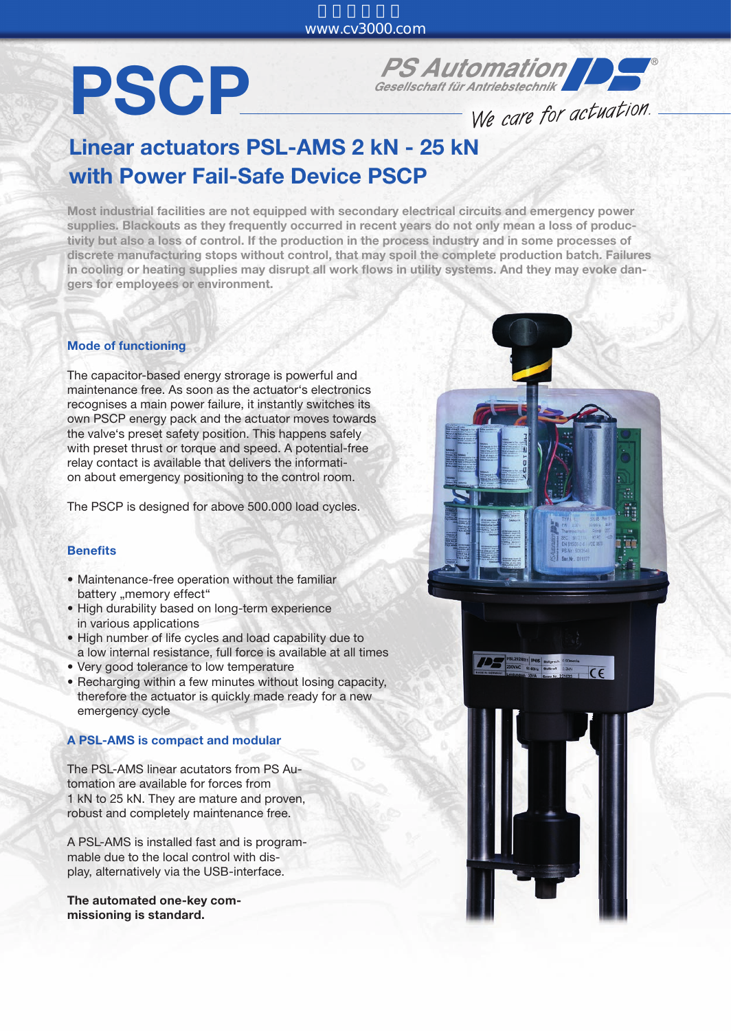# PSCP

PS Automation
Gesellschaft für Antriebstechnik

We care for actuation.

## Linear actuators PSL-AMS 2 kN - 25 kN with Power Fail-Safe Device PSCP

**Most industrial facilities are not equipped with secondary electrical circuits and emergency power supplies. Blackouts as they frequently occurred in recent years do not only mean a loss of productivity but also a loss of control. If the production in the process industry and in some processes of discrete manufacturing stops without control, that may spoil the complete production batch. Failures in cooling or heating supplies may disrupt all work flows in utility systems. And they may evoke dangers for employees or environment.**

### Mode of functioning

The capacitor-based energy strorage is powerful and maintenance free. As soon as the actuator‘s electronics recognises a main power failure, it instantly switches its own PSCP energy pack and the actuator moves towards the valve‘s preset safety position. This happens safely with preset thrust or torque and speed. A potential-free relay contact is available that delivers the information about emergency positioning to the control room.

The PSCP is designed for above 500.000 load cycles.

### Benefits

- Maintenance-free operation without the familiar battery „memory effect“
- High durability based on long-term experience in various applications
- High number of life cycles and load capability due to a low internal resistance, full force is available at all times
- Very good tolerance to low temperature
- Recharging within a few minutes without losing capacity, therefore the actuator is quickly made ready for a new emergency cycle

### A PSL-AMS is compact and modular

The PSL-AMS linear acutators from PS Automation are available for forces from 1 kN to 25 kN. They are mature and proven, robust and completely maintenance free.

A PSL-AMS is installed fast and is programmable due to the local control with display, alternatively via the USB-interface.

**The automated one-key commissioning is standard.**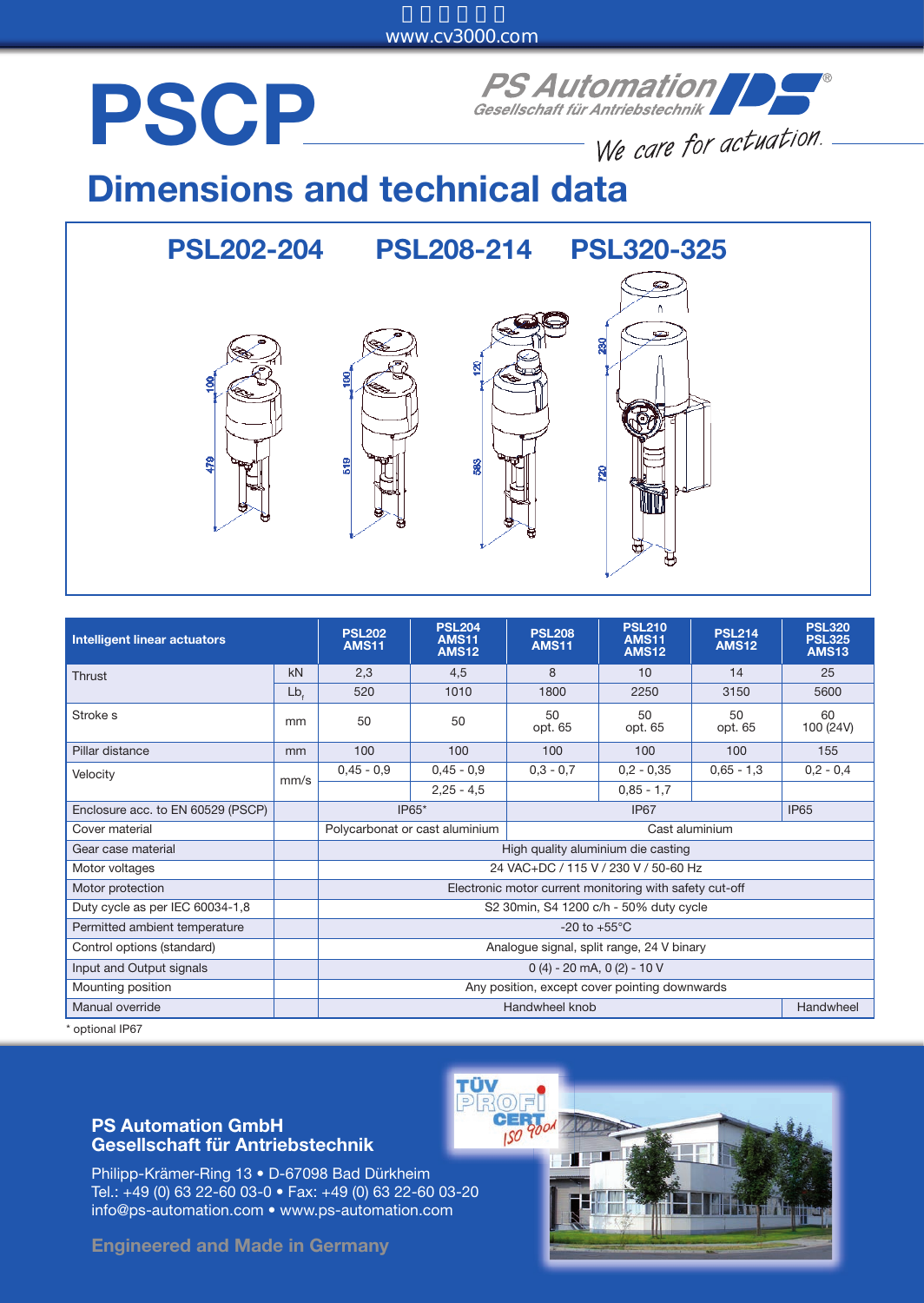# PSCP

*PS Automation* — Gesellschaft für Antriebstechnik

*We care for actuation.*

## Dimensions and technical data

**PSL202-204** **PSL208-214** **PSL320-325**

100
479
100
519
120
583
230
720

| Intelligent linear actuators | | PSL202 AMS11 | PSL204 AMS11 AMS12 | PSL208 AMS11 | PSL210 AMS11 AMS12 | PSL214 AMS12 | PSL320 PSL325 AMS13 |
|---|---|---|---|---|---|---|---|
| Thrust | kN | 2,3 | 4,5 | 8 | 10 | 14 | 25 |
| | Lb$_f$ | 520 | 1010 | 1800 | 2250 | 3150 | 5600 |
| Stroke s | mm | 50 | 50 | 50 opt. 65 | 50 opt. 65 | 50 opt. 65 | 60 100 (24V) |
| Pillar distance | mm | 100 | 100 | 100 | 100 | 100 | 155 |
| Velocity | mm/s | 0,45 - 0,9 | 0,45 - 0,9 | 0,3 - 0,7 | 0,2 - 0,35 | 0,65 - 1,3 | 0,2 - 0,4 |
| | | | 2,25 - 4,5 | | 0,85 - 1,7 | | |
| Enclosure acc. to EN 60529 (PSCP) | | IP65* | | IP67 | | | IP65 |
| Cover material | | Polycarbonat or cast aluminium | | Cast aluminium | | | |
| Gear case material | | High quality aluminium die casting | | | | | |
| Motor voltages | | 24 VAC+DC / 115 V / 230 V / 50-60 Hz | | | | | |
| Motor protection | | Electronic motor current monitoring with safety cut-off | | | | | |
| Duty cycle as per IEC 60034-1,8 | | S2 30min, S4 1200 c/h - 50% duty cycle | | | | | |
| Permitted ambient temperature | | -20 to +55°C | | | | | |
| Control options (standard) | | Analogue signal, split range, 24 V binary | | | | | |
| Input and Output signals | | 0 (4) - 20 mA, 0 (2) - 10 V | | | | | |
| Mounting position | | Any position, except cover pointing downwards | | | | | |
| Manual override | | Handwheel knob | | | | | Handwheel |

* optional IP67

**PS Automation GmbH**
**Gesellschaft für Antriebstechnik**

Philipp-Krämer-Ring 13 • D-67098 Bad Dürkheim
Tel.: +49 (0) 63 22-60 03-0 • Fax: +49 (0) 63 22-60 03-20
info@ps-automation.com • www.ps-automation.com

**Engineered and Made in Germany**

TÜV PROFI CERT ISO 9001